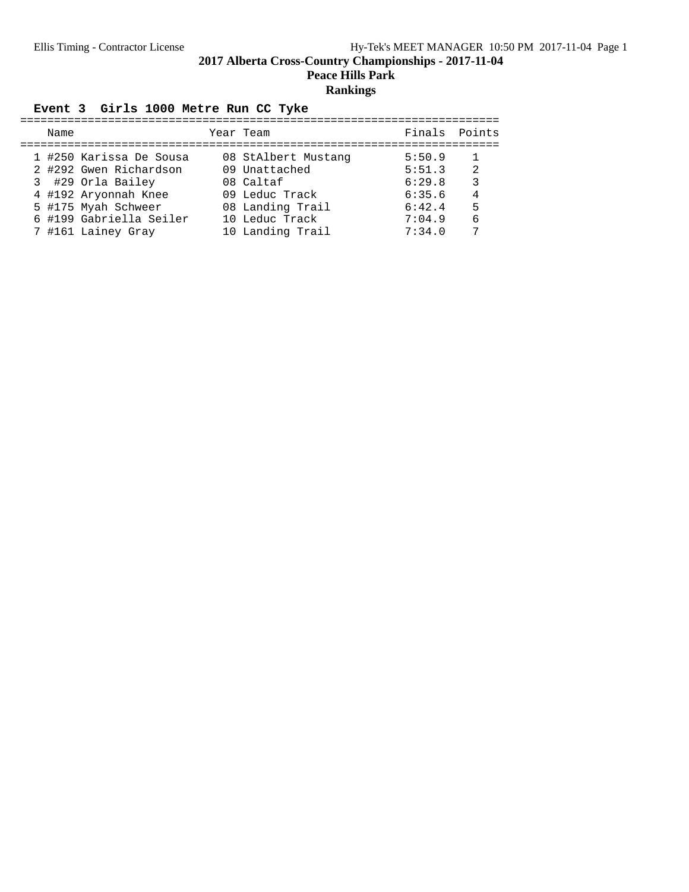# 2017 Alberta Cross-Country Championships - 2017-11-04

## Peace Hills Park

## Rankings

### Event 3 Girls 1000 Metre Run CC Tyke

| | Name | Year | Team | Finals | Points |
|---|---|---|---|---|---|
| 1 | #250 Karissa De Sousa | 08 | StAlbert Mustang | 5:50.9 | 1 |
| 2 | #292 Gwen Richardson | 09 | Unattached | 5:51.3 | 2 |
| 3 | #29 Orla Bailey | 08 | Caltaf | 6:29.8 | 3 |
| 4 | #192 Aryonnah Knee | 09 | Leduc Track | 6:35.6 | 4 |
| 5 | #175 Myah Schweer | 08 | Landing Trail | 6:42.4 | 5 |
| 6 | #199 Gabriella Seiler | 10 | Leduc Track | 7:04.9 | 6 |
| 7 | #161 Lainey Gray | 10 | Landing Trail | 7:34.0 | 7 |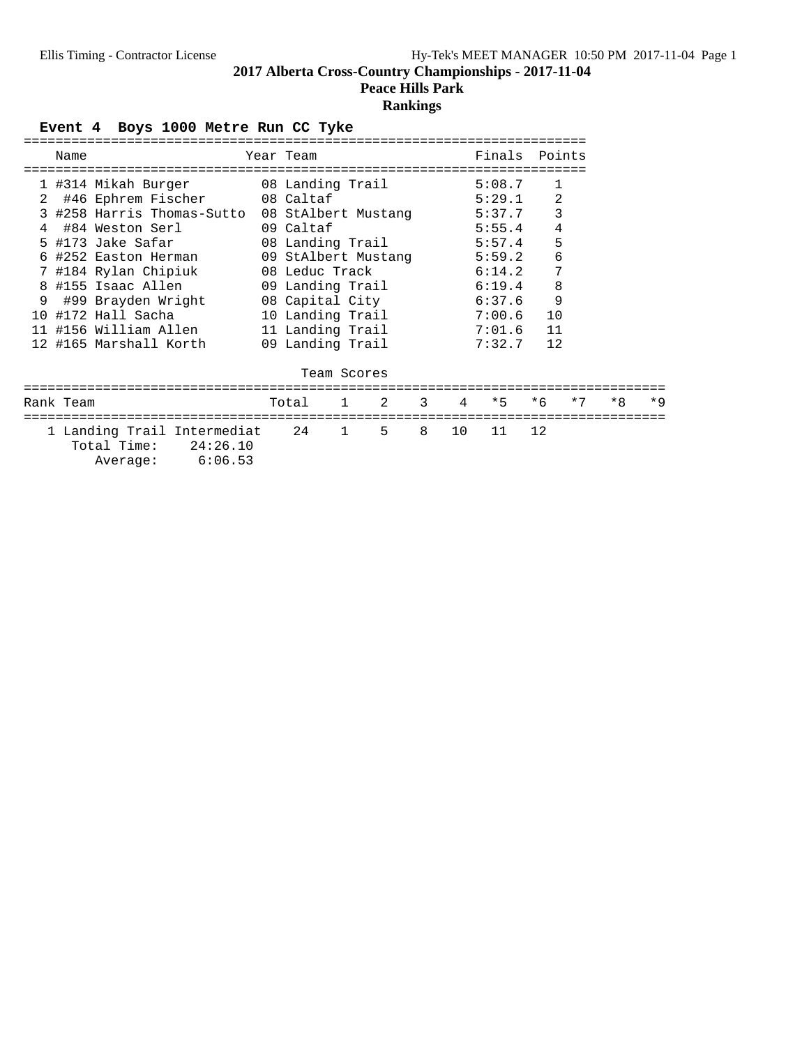# 2017 Alberta Cross-Country Championships - 2017-11-04

## Peace Hills Park

## Rankings

### Event 4 Boys 1000 Metre Run CC Tyke

| | Name | Year | Team | Finals | Points |
|---|---|---|---|---|---|
| 1 | #314 Mikah Burger | 08 | Landing Trail | 5:08.7 | 1 |
| 2 | #46 Ephrem Fischer | 08 | Caltaf | 5:29.1 | 2 |
| 3 | #258 Harris Thomas-Sutto | 08 | StAlbert Mustang | 5:37.7 | 3 |
| 4 | #84 Weston Serl | 09 | Caltaf | 5:55.4 | 4 |
| 5 | #173 Jake Safar | 08 | Landing Trail | 5:57.4 | 5 |
| 6 | #252 Easton Herman | 09 | StAlbert Mustang | 5:59.2 | 6 |
| 7 | #184 Rylan Chipiuk | 08 | Leduc Track | 6:14.2 | 7 |
| 8 | #155 Isaac Allen | 09 | Landing Trail | 6:19.4 | 8 |
| 9 | #99 Brayden Wright | 08 | Capital City | 6:37.6 | 9 |
| 10 | #172 Hall Sacha | 10 | Landing Trail | 7:00.6 | 10 |
| 11 | #156 William Allen | 11 | Landing Trail | 7:01.6 | 11 |
| 12 | #165 Marshall Korth | 09 | Landing Trail | 7:32.7 | 12 |

Team Scores

| Rank | Team | Total | 1 | 2 | 3 | 4 | *5 | *6 | *7 | *8 | *9 |
|---|---|---|---|---|---|---|---|---|---|---|---|
| 1 | Landing Trail Intermediat | 24 | 1 | 5 | 8 | 10 | 11 | 12 | | | |

Total Time: 24:26.10
Average: 6:06.53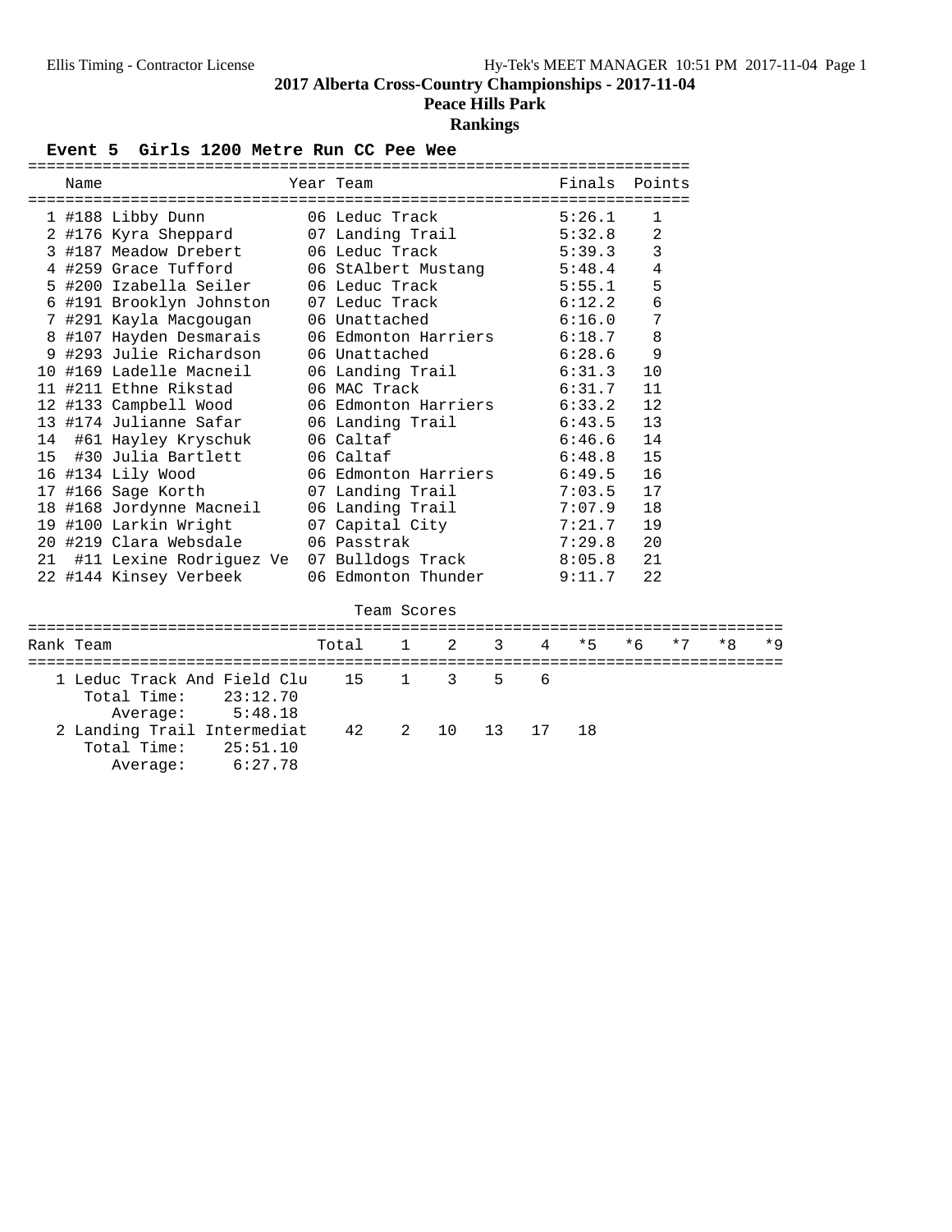# 2017 Alberta Cross-Country Championships - 2017-11-04

## Peace Hills Park

## Rankings

### Event 5 Girls 1200 Metre Run CC Pee Wee

| | Name | Year | Team | Finals | Points |
|---|---|---|---|---|---|
| 1 | #188 Libby Dunn | 06 | Leduc Track | 5:26.1 | 1 |
| 2 | #176 Kyra Sheppard | 07 | Landing Trail | 5:32.8 | 2 |
| 3 | #187 Meadow Drebert | 06 | Leduc Track | 5:39.3 | 3 |
| 4 | #259 Grace Tufford | 06 | StAlbert Mustang | 5:48.4 | 4 |
| 5 | #200 Izabella Seiler | 06 | Leduc Track | 5:55.1 | 5 |
| 6 | #191 Brooklyn Johnston | 07 | Leduc Track | 6:12.2 | 6 |
| 7 | #291 Kayla Macgougan | 06 | Unattached | 6:16.0 | 7 |
| 8 | #107 Hayden Desmarais | 06 | Edmonton Harriers | 6:18.7 | 8 |
| 9 | #293 Julie Richardson | 06 | Unattached | 6:28.6 | 9 |
| 10 | #169 Ladelle Macneil | 06 | Landing Trail | 6:31.3 | 10 |
| 11 | #211 Ethne Rikstad | 06 | MAC Track | 6:31.7 | 11 |
| 12 | #133 Campbell Wood | 06 | Edmonton Harriers | 6:33.2 | 12 |
| 13 | #174 Julianne Safar | 06 | Landing Trail | 6:43.5 | 13 |
| 14 | #61 Hayley Kryschuk | 06 | Caltaf | 6:46.6 | 14 |
| 15 | #30 Julia Bartlett | 06 | Caltaf | 6:48.8 | 15 |
| 16 | #134 Lily Wood | 06 | Edmonton Harriers | 6:49.5 | 16 |
| 17 | #166 Sage Korth | 07 | Landing Trail | 7:03.5 | 17 |
| 18 | #168 Jordynne Macneil | 06 | Landing Trail | 7:07.9 | 18 |
| 19 | #100 Larkin Wright | 07 | Capital City | 7:21.7 | 19 |
| 20 | #219 Clara Websdale | 06 | Passtrak | 7:29.8 | 20 |
| 21 | #11 Lexine Rodriguez Ve | 07 | Bulldogs Track | 8:05.8 | 21 |
| 22 | #144 Kinsey Verbeek | 06 | Edmonton Thunder | 9:11.7 | 22 |

Team Scores

| Rank | Team | Total | 1 | 2 | 3 | 4 | *5 | *6 | *7 | *8 | *9 |
|---|---|---|---|---|---|---|---|---|---|---|---|
| 1 | Leduc Track And Field Clu | 15 | 1 | 3 | 5 | 6 | | | | | |
| | Total Time: 23:12.70 | | | | | | | | | | |
| | Average: 5:48.18 | | | | | | | | | | |
| 2 | Landing Trail Intermediat | 42 | 2 | 10 | 13 | 17 | 18 | | | | |
| | Total Time: 25:51.10 | | | | | | | | | | |
| | Average: 6:27.78 | | | | | | | | | | |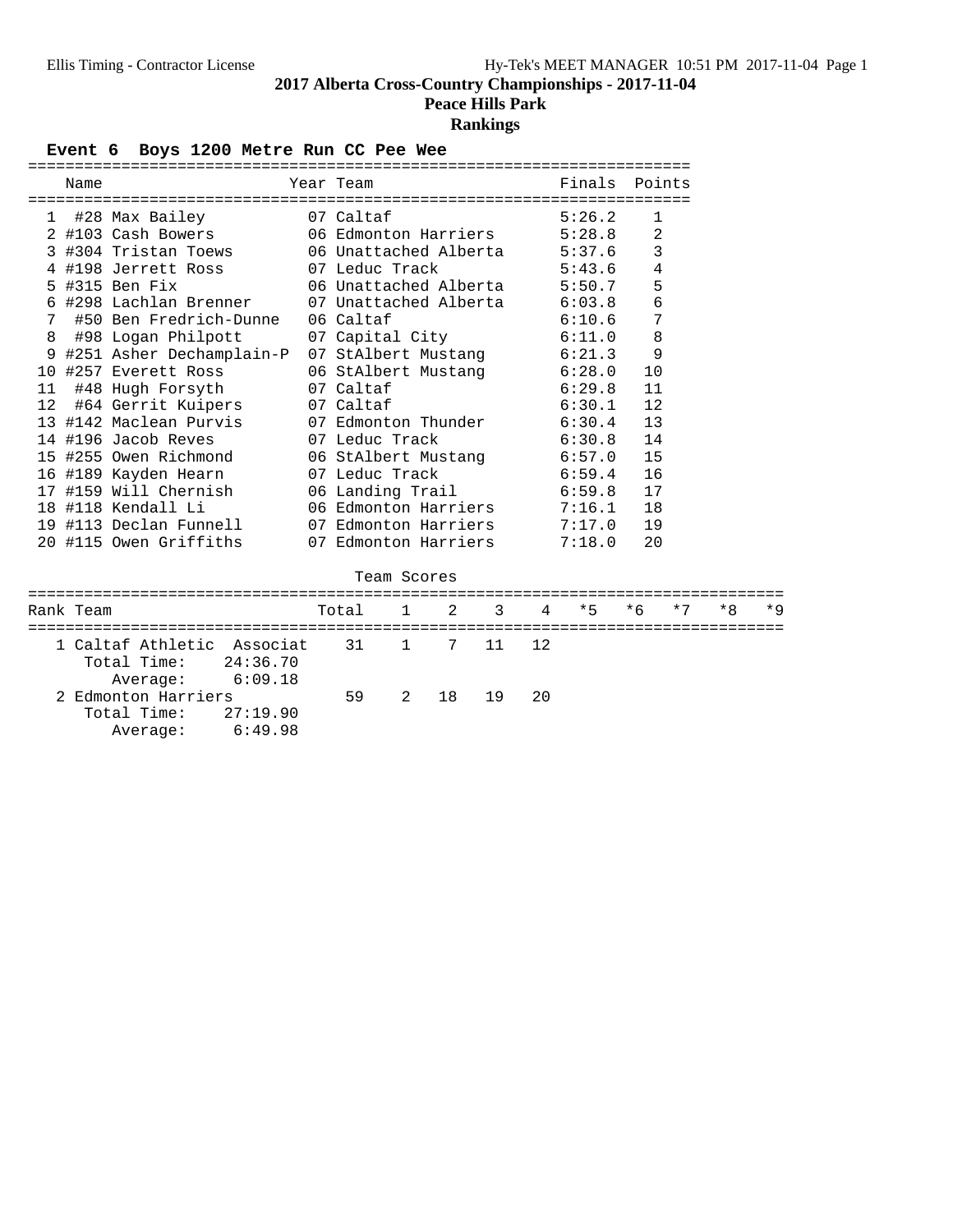# 2017 Alberta Cross-Country Championships - 2017-11-04

## Peace Hills Park

## Rankings

### Event 6 Boys 1200 Metre Run CC Pee Wee

| | Name | Year | Team | Finals | Points |
|---|---|---|---|---|---|
| 1 | #28 Max Bailey | 07 | Caltaf | 5:26.2 | 1 |
| 2 | #103 Cash Bowers | 06 | Edmonton Harriers | 5:28.8 | 2 |
| 3 | #304 Tristan Toews | 06 | Unattached Alberta | 5:37.6 | 3 |
| 4 | #198 Jerrett Ross | 07 | Leduc Track | 5:43.6 | 4 |
| 5 | #315 Ben Fix | 06 | Unattached Alberta | 5:50.7 | 5 |
| 6 | #298 Lachlan Brenner | 07 | Unattached Alberta | 6:03.8 | 6 |
| 7 | #50 Ben Fredrich-Dunne | 06 | Caltaf | 6:10.6 | 7 |
| 8 | #98 Logan Philpott | 07 | Capital City | 6:11.0 | 8 |
| 9 | #251 Asher Dechamplain-P | 07 | StAlbert Mustang | 6:21.3 | 9 |
| 10 | #257 Everett Ross | 06 | StAlbert Mustang | 6:28.0 | 10 |
| 11 | #48 Hugh Forsyth | 07 | Caltaf | 6:29.8 | 11 |
| 12 | #64 Gerrit Kuipers | 07 | Caltaf | 6:30.1 | 12 |
| 13 | #142 Maclean Purvis | 07 | Edmonton Thunder | 6:30.4 | 13 |
| 14 | #196 Jacob Reves | 07 | Leduc Track | 6:30.8 | 14 |
| 15 | #255 Owen Richmond | 06 | StAlbert Mustang | 6:57.0 | 15 |
| 16 | #189 Kayden Hearn | 07 | Leduc Track | 6:59.4 | 16 |
| 17 | #159 Will Chernish | 06 | Landing Trail | 6:59.8 | 17 |
| 18 | #118 Kendall Li | 06 | Edmonton Harriers | 7:16.1 | 18 |
| 19 | #113 Declan Funnell | 07 | Edmonton Harriers | 7:17.0 | 19 |
| 20 | #115 Owen Griffiths | 07 | Edmonton Harriers | 7:18.0 | 20 |

#### Team Scores

| Rank | Team | Total | 1 | 2 | 3 | 4 | *5 | *6 | *7 | *8 | *9 |
|---|---|---|---|---|---|---|---|---|---|---|---|
| 1 | Caltaf Athletic Associat | 31 | 1 | 7 | 11 | 12 | | | | | |
| | Total Time: 24:36.70 | | | | | | | | | | |
| | Average: 6:09.18 | | | | | | | | | | |
| 2 | Edmonton Harriers | 59 | 2 | 18 | 19 | 20 | | | | | |
| | Total Time: 27:19.90 | | | | | | | | | | |
| | Average: 6:49.98 | | | | | | | | | | |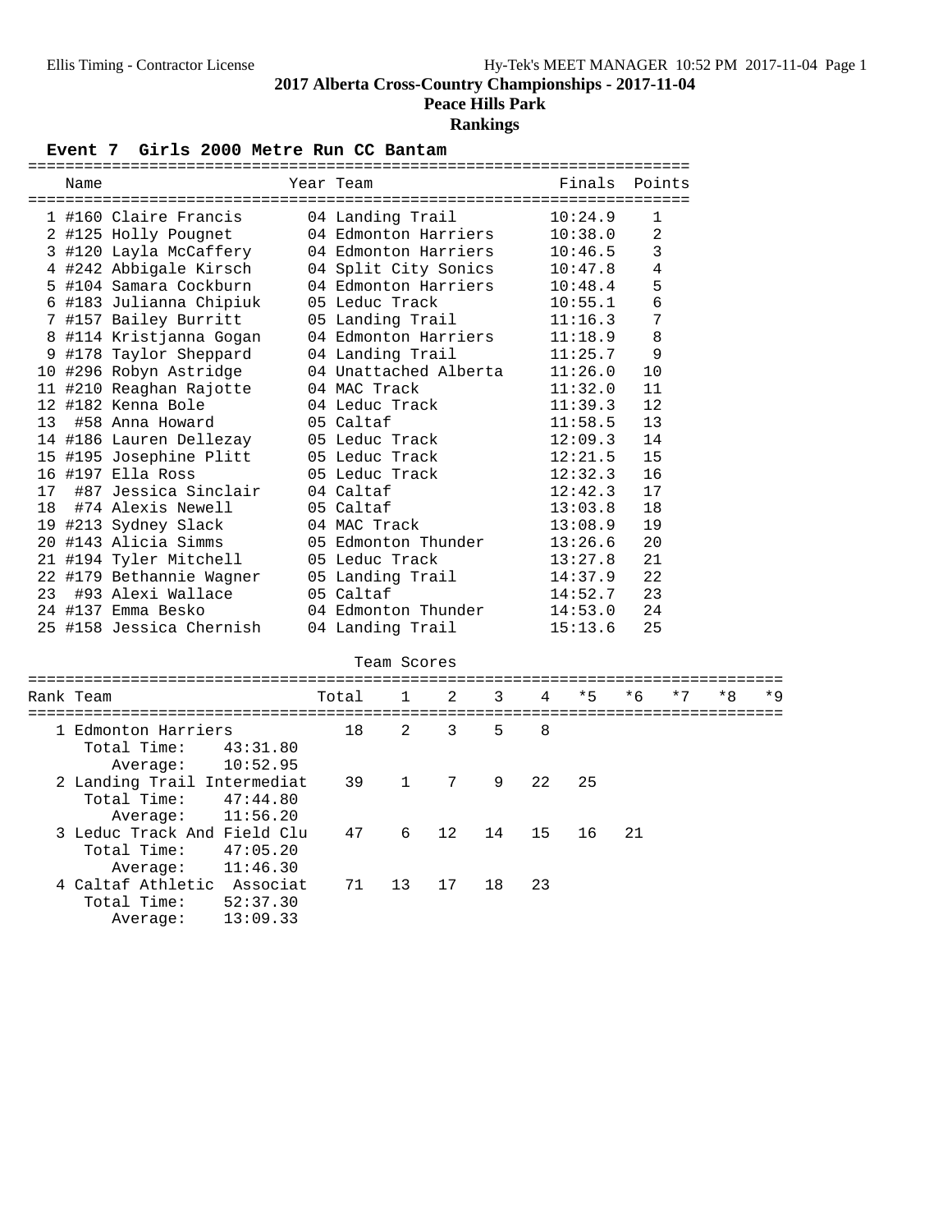# 2017 Alberta Cross-Country Championships - 2017-11-04

## Peace Hills Park

## Rankings

### Event 7 Girls 2000 Metre Run CC Bantam

| | Name | Year | Team | Finals | Points |
|---|---|---|---|---|---|
| 1 | #160 Claire Francis | 04 | Landing Trail | 10:24.9 | 1 |
| 2 | #125 Holly Pougnet | 04 | Edmonton Harriers | 10:38.0 | 2 |
| 3 | #120 Layla McCaffery | 04 | Edmonton Harriers | 10:46.5 | 3 |
| 4 | #242 Abbigale Kirsch | 04 | Split City Sonics | 10:47.8 | 4 |
| 5 | #104 Samara Cockburn | 04 | Edmonton Harriers | 10:48.4 | 5 |
| 6 | #183 Julianna Chipiuk | 05 | Leduc Track | 10:55.1 | 6 |
| 7 | #157 Bailey Burritt | 05 | Landing Trail | 11:16.3 | 7 |
| 8 | #114 Kristjanna Gogan | 04 | Edmonton Harriers | 11:18.9 | 8 |
| 9 | #178 Taylor Sheppard | 04 | Landing Trail | 11:25.7 | 9 |
| 10 | #296 Robyn Astridge | 04 | Unattached Alberta | 11:26.0 | 10 |
| 11 | #210 Reaghan Rajotte | 04 | MAC Track | 11:32.0 | 11 |
| 12 | #182 Kenna Bole | 04 | Leduc Track | 11:39.3 | 12 |
| 13 | #58 Anna Howard | 05 | Caltaf | 11:58.5 | 13 |
| 14 | #186 Lauren Dellezay | 05 | Leduc Track | 12:09.3 | 14 |
| 15 | #195 Josephine Plitt | 05 | Leduc Track | 12:21.5 | 15 |
| 16 | #197 Ella Ross | 05 | Leduc Track | 12:32.3 | 16 |
| 17 | #87 Jessica Sinclair | 04 | Caltaf | 12:42.3 | 17 |
| 18 | #74 Alexis Newell | 05 | Caltaf | 13:03.8 | 18 |
| 19 | #213 Sydney Slack | 04 | MAC Track | 13:08.9 | 19 |
| 20 | #143 Alicia Simms | 05 | Edmonton Thunder | 13:26.6 | 20 |
| 21 | #194 Tyler Mitchell | 05 | Leduc Track | 13:27.8 | 21 |
| 22 | #179 Bethannie Wagner | 05 | Landing Trail | 14:37.9 | 22 |
| 23 | #93 Alexi Wallace | 05 | Caltaf | 14:52.7 | 23 |
| 24 | #137 Emma Besko | 04 | Edmonton Thunder | 14:53.0 | 24 |
| 25 | #158 Jessica Chernish | 04 | Landing Trail | 15:13.6 | 25 |

#### Team Scores

| Rank | Team | Total | 1 | 2 | 3 | 4 | *5 | *6 | *7 | *8 | *9 |
|---|---|---|---|---|---|---|---|---|---|---|---|
| 1 | Edmonton Harriers | 18 | 2 | 3 | 5 | 8 | | | | | |
| | Total Time: 43:31.80 | | | | | | | | | | |
| | Average: 10:52.95 | | | | | | | | | | |
| 2 | Landing Trail Intermediat | 39 | 1 | 7 | 9 | 22 | 25 | | | | |
| | Total Time: 47:44.80 | | | | | | | | | | |
| | Average: 11:56.20 | | | | | | | | | | |
| 3 | Leduc Track And Field Clu | 47 | 6 | 12 | 14 | 15 | 16 | 21 | | | |
| | Total Time: 47:05.20 | | | | | | | | | | |
| | Average: 11:46.30 | | | | | | | | | | |
| 4 | Caltaf Athletic Associat | 71 | 13 | 17 | 18 | 23 | | | | | |
| | Total Time: 52:37.30 | | | | | | | | | | |
| | Average: 13:09.33 | | | | | | | | | | |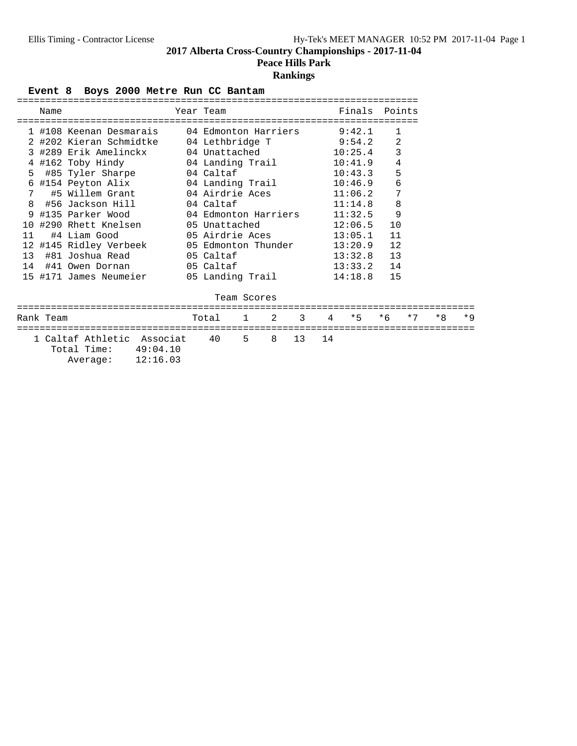# 2017 Alberta Cross-Country Championships - 2017-11-04

## Peace Hills Park

## Rankings

### Event 8 Boys 2000 Metre Run CC Bantam

| | Name | Year | Team | Finals | Points |
|---|---|---|---|---|---|
| 1 | #108 Keenan Desmarais | 04 | Edmonton Harriers | 9:42.1 | 1 |
| 2 | #202 Kieran Schmidtke | 04 | Lethbridge T | 9:54.2 | 2 |
| 3 | #289 Erik Amelinckx | 04 | Unattached | 10:25.4 | 3 |
| 4 | #162 Toby Hindy | 04 | Landing Trail | 10:41.9 | 4 |
| 5 | #85 Tyler Sharpe | 04 | Caltaf | 10:43.3 | 5 |
| 6 | #154 Peyton Alix | 04 | Landing Trail | 10:46.9 | 6 |
| 7 | #5 Willem Grant | 04 | Airdrie Aces | 11:06.2 | 7 |
| 8 | #56 Jackson Hill | 04 | Caltaf | 11:14.8 | 8 |
| 9 | #135 Parker Wood | 04 | Edmonton Harriers | 11:32.5 | 9 |
| 10 | #290 Rhett Knelsen | 05 | Unattached | 12:06.5 | 10 |
| 11 | #4 Liam Good | 05 | Airdrie Aces | 13:05.1 | 11 |
| 12 | #145 Ridley Verbeek | 05 | Edmonton Thunder | 13:20.9 | 12 |
| 13 | #81 Joshua Read | 05 | Caltaf | 13:32.8 | 13 |
| 14 | #41 Owen Dornan | 05 | Caltaf | 13:33.2 | 14 |
| 15 | #171 James Neumeier | 05 | Landing Trail | 14:18.8 | 15 |

#### Team Scores

| Rank | Team | Total | 1 | 2 | 3 | 4 | *5 | *6 | *7 | *8 | *9 |
|---|---|---|---|---|---|---|---|---|---|---|---|
| 1 | Caltaf Athletic Associat | 40 | 5 | 8 | 13 | 14 | | | | | |

Total Time: 49:04.10
Average: 12:16.03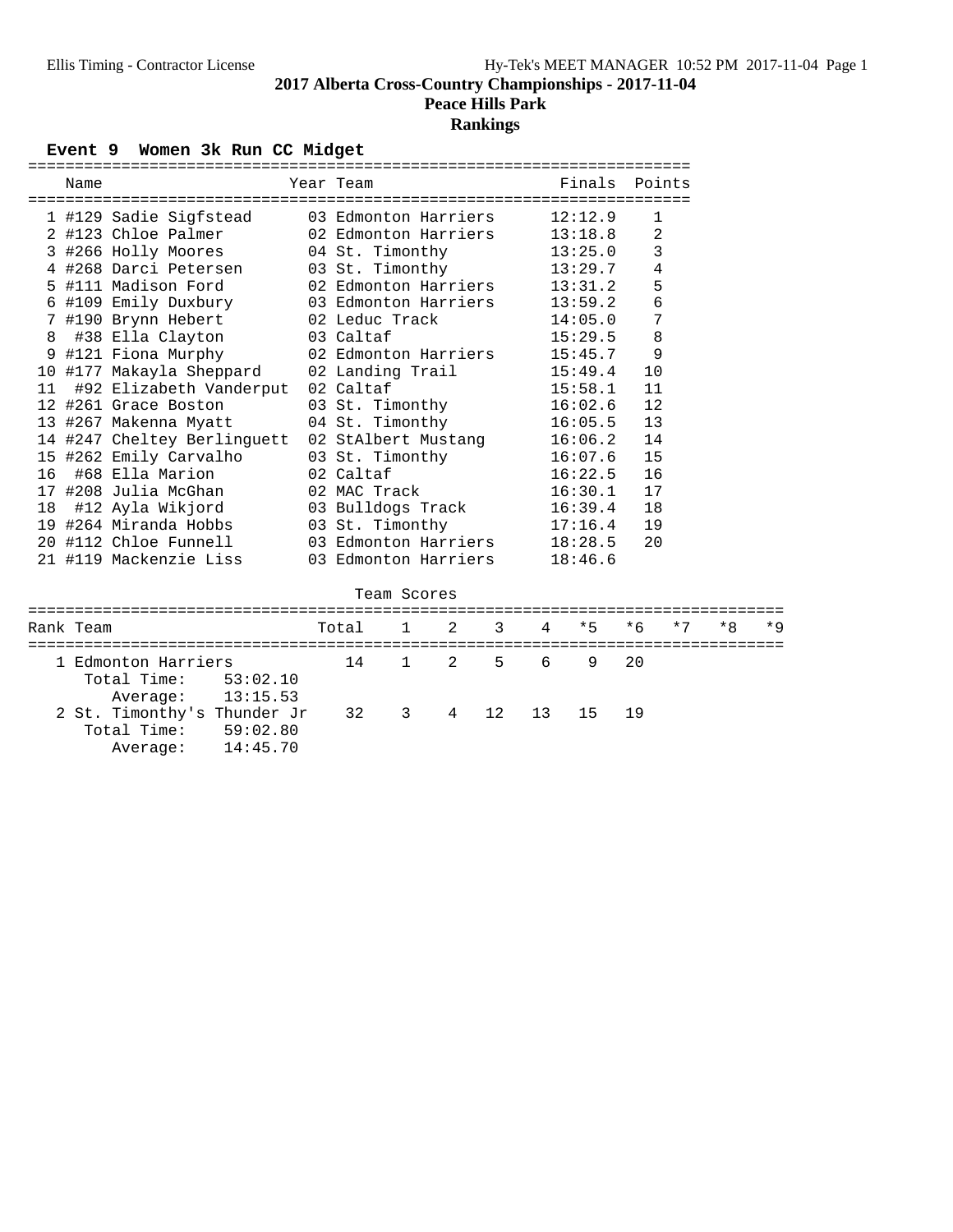## 2017 Alberta Cross-Country Championships - 2017-11-04

### Peace Hills Park

### Rankings

**Event 9 Women 3k Run CC Midget**

| | Name | Year | Team | Finals | Points |
|---|---|---|---|---|---|
| 1 | #129 Sadie Sigfstead | 03 | Edmonton Harriers | 12:12.9 | 1 |
| 2 | #123 Chloe Palmer | 02 | Edmonton Harriers | 13:18.8 | 2 |
| 3 | #266 Holly Moores | 04 | St. Timonthy | 13:25.0 | 3 |
| 4 | #268 Darci Petersen | 03 | St. Timonthy | 13:29.7 | 4 |
| 5 | #111 Madison Ford | 02 | Edmonton Harriers | 13:31.2 | 5 |
| 6 | #109 Emily Duxbury | 03 | Edmonton Harriers | 13:59.2 | 6 |
| 7 | #190 Brynn Hebert | 02 | Leduc Track | 14:05.0 | 7 |
| 8 | #38 Ella Clayton | 03 | Caltaf | 15:29.5 | 8 |
| 9 | #121 Fiona Murphy | 02 | Edmonton Harriers | 15:45.7 | 9 |
| 10 | #177 Makayla Sheppard | 02 | Landing Trail | 15:49.4 | 10 |
| 11 | #92 Elizabeth Vanderput | 02 | Caltaf | 15:58.1 | 11 |
| 12 | #261 Grace Boston | 03 | St. Timonthy | 16:02.6 | 12 |
| 13 | #267 Makenna Myatt | 04 | St. Timonthy | 16:05.5 | 13 |
| 14 | #247 Cheltey Berlinguett | 02 | StAlbert Mustang | 16:06.2 | 14 |
| 15 | #262 Emily Carvalho | 03 | St. Timonthy | 16:07.6 | 15 |
| 16 | #68 Ella Marion | 02 | Caltaf | 16:22.5 | 16 |
| 17 | #208 Julia McGhan | 02 | MAC Track | 16:30.1 | 17 |
| 18 | #12 Ayla Wikjord | 03 | Bulldogs Track | 16:39.4 | 18 |
| 19 | #264 Miranda Hobbs | 03 | St. Timonthy | 17:16.4 | 19 |
| 20 | #112 Chloe Funnell | 03 | Edmonton Harriers | 18:28.5 | 20 |
| 21 | #119 Mackenzie Liss | 03 | Edmonton Harriers | 18:46.6 | |

**Team Scores**

| Rank | Team | Total | 1 | 2 | 3 | 4 | *5 | *6 | *7 | *8 | *9 |
|---|---|---|---|---|---|---|---|---|---|---|---|
| 1 | Edmonton Harriers | 14 | 1 | 2 | 5 | 6 | 9 | 20 | | | |
| | Total Time: 53:02.10 | | | | | | | | | | |
| | Average: 13:15.53 | | | | | | | | | | |
| 2 | St. Timonthy's Thunder Jr | 32 | 3 | 4 | 12 | 13 | 15 | 19 | | | |
| | Total Time: 59:02.80 | | | | | | | | | | |
| | Average: 14:45.70 | | | | | | | | | | |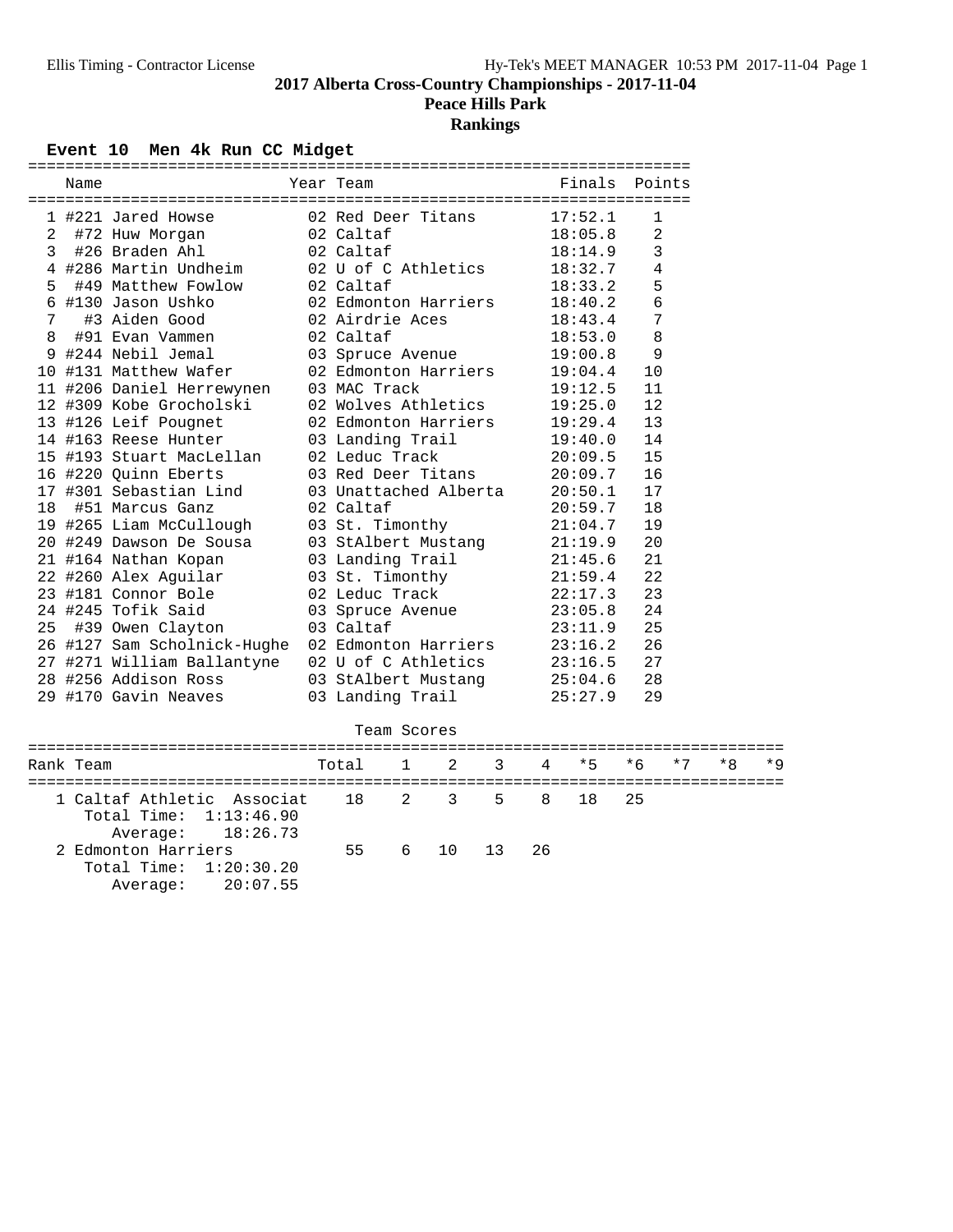## 2017 Alberta Cross-Country Championships - 2017-11-04

### Peace Hills Park

### Rankings

**Event 10 Men 4k Run CC Midget**

| | Name | Year | Team | Finals | Points |
|---|---|---|---|---|---|
| 1 | #221 Jared Howse | 02 | Red Deer Titans | 17:52.1 | 1 |
| 2 | #72 Huw Morgan | 02 | Caltaf | 18:05.8 | 2 |
| 3 | #26 Braden Ahl | 02 | Caltaf | 18:14.9 | 3 |
| 4 | #286 Martin Undheim | 02 | U of C Athletics | 18:32.7 | 4 |
| 5 | #49 Matthew Fowlow | 02 | Caltaf | 18:33.2 | 5 |
| 6 | #130 Jason Ushko | 02 | Edmonton Harriers | 18:40.2 | 6 |
| 7 | #3 Aiden Good | 02 | Airdrie Aces | 18:43.4 | 7 |
| 8 | #91 Evan Vammen | 02 | Caltaf | 18:53.0 | 8 |
| 9 | #244 Nebil Jemal | 03 | Spruce Avenue | 19:00.8 | 9 |
| 10 | #131 Matthew Wafer | 02 | Edmonton Harriers | 19:04.4 | 10 |
| 11 | #206 Daniel Herrewynen | 03 | MAC Track | 19:12.5 | 11 |
| 12 | #309 Kobe Grocholski | 02 | Wolves Athletics | 19:25.0 | 12 |
| 13 | #126 Leif Pougnet | 02 | Edmonton Harriers | 19:29.4 | 13 |
| 14 | #163 Reese Hunter | 03 | Landing Trail | 19:40.0 | 14 |
| 15 | #193 Stuart MacLellan | 02 | Leduc Track | 20:09.5 | 15 |
| 16 | #220 Quinn Eberts | 03 | Red Deer Titans | 20:09.7 | 16 |
| 17 | #301 Sebastian Lind | 03 | Unattached Alberta | 20:50.1 | 17 |
| 18 | #51 Marcus Ganz | 02 | Caltaf | 20:59.7 | 18 |
| 19 | #265 Liam McCullough | 03 | St. Timonthy | 21:04.7 | 19 |
| 20 | #249 Dawson De Sousa | 03 | StAlbert Mustang | 21:19.9 | 20 |
| 21 | #164 Nathan Kopan | 03 | Landing Trail | 21:45.6 | 21 |
| 22 | #260 Alex Aguilar | 03 | St. Timonthy | 21:59.4 | 22 |
| 23 | #181 Connor Bole | 02 | Leduc Track | 22:17.3 | 23 |
| 24 | #245 Tofik Said | 03 | Spruce Avenue | 23:05.8 | 24 |
| 25 | #39 Owen Clayton | 03 | Caltaf | 23:11.9 | 25 |
| 26 | #127 Sam Scholnick-Hughe | 02 | Edmonton Harriers | 23:16.2 | 26 |
| 27 | #271 William Ballantyne | 02 | U of C Athletics | 23:16.5 | 27 |
| 28 | #256 Addison Ross | 03 | StAlbert Mustang | 25:04.6 | 28 |
| 29 | #170 Gavin Neaves | 03 | Landing Trail | 25:27.9 | 29 |

Team Scores

| Rank | Team | Total | 1 | 2 | 3 | 4 | *5 | *6 | *7 | *8 | *9 |
|---|---|---|---|---|---|---|---|---|---|---|---|
| 1 | Caltaf Athletic Associat | 18 | 2 | 3 | 5 | 8 | 18 | 25 | | | |
| | Total Time: 1:13:46.90 | | | | | | | | | | |
| | Average: 18:26.73 | | | | | | | | | | |
| 2 | Edmonton Harriers | 55 | 6 | 10 | 13 | 26 | | | | | |
| | Total Time: 1:20:30.20 | | | | | | | | | | |
| | Average: 20:07.55 | | | | | | | | | | |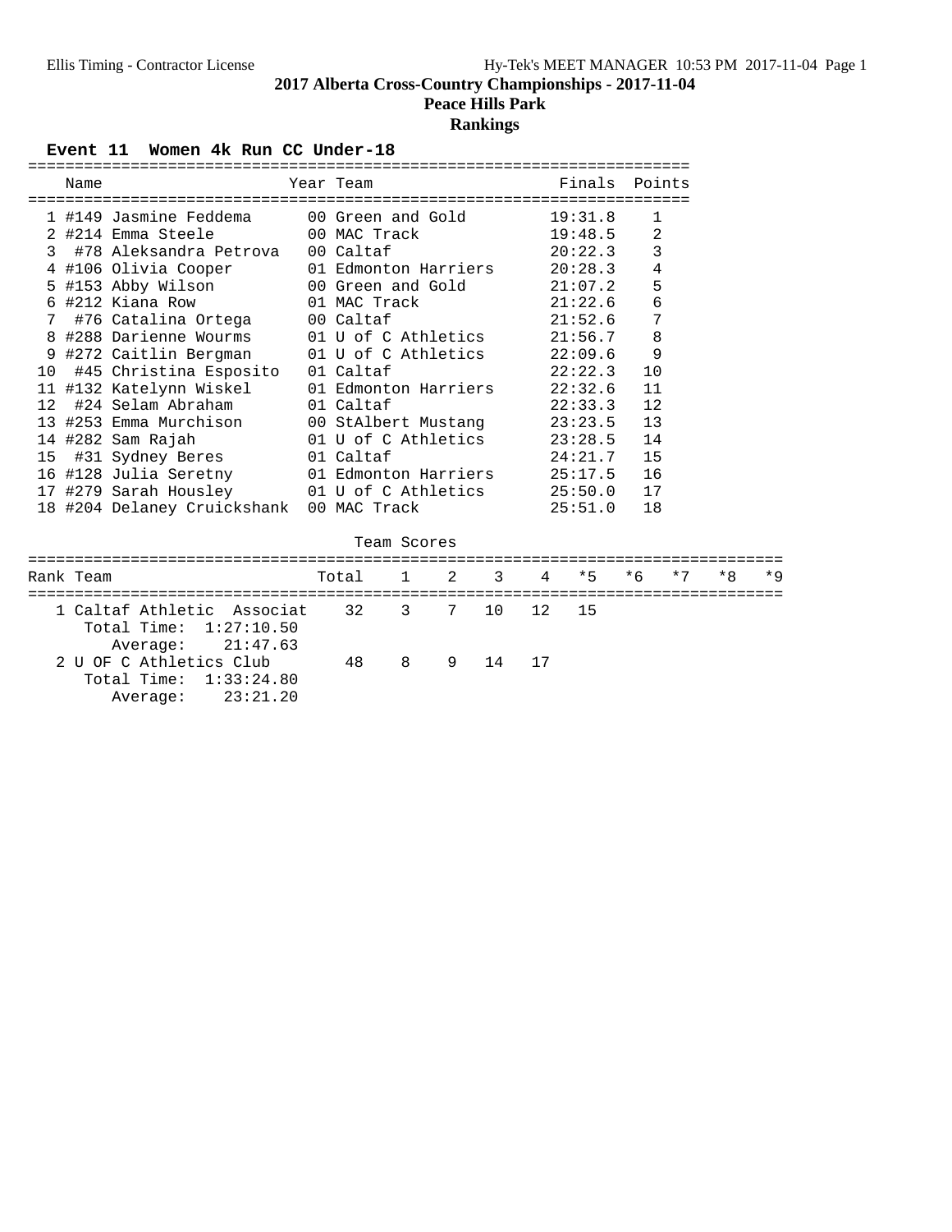# 2017 Alberta Cross-Country Championships - 2017-11-04

## Peace Hills Park

## Rankings

### Event 11 Women 4k Run CC Under-18

| | Name | Year | Team | Finals | Points |
|---|---|---|---|---|---|
| 1 | #149 Jasmine Feddema | 00 | Green and Gold | 19:31.8 | 1 |
| 2 | #214 Emma Steele | 00 | MAC Track | 19:48.5 | 2 |
| 3 | #78 Aleksandra Petrova | 00 | Caltaf | 20:22.3 | 3 |
| 4 | #106 Olivia Cooper | 01 | Edmonton Harriers | 20:28.3 | 4 |
| 5 | #153 Abby Wilson | 00 | Green and Gold | 21:07.2 | 5 |
| 6 | #212 Kiana Row | 01 | MAC Track | 21:22.6 | 6 |
| 7 | #76 Catalina Ortega | 00 | Caltaf | 21:52.6 | 7 |
| 8 | #288 Darienne Wourms | 01 | U of C Athletics | 21:56.7 | 8 |
| 9 | #272 Caitlin Bergman | 01 | U of C Athletics | 22:09.6 | 9 |
| 10 | #45 Christina Esposito | 01 | Caltaf | 22:22.3 | 10 |
| 11 | #132 Katelynn Wiskel | 01 | Edmonton Harriers | 22:32.6 | 11 |
| 12 | #24 Selam Abraham | 01 | Caltaf | 22:33.3 | 12 |
| 13 | #253 Emma Murchison | 00 | StAlbert Mustang | 23:23.5 | 13 |
| 14 | #282 Sam Rajah | 01 | U of C Athletics | 23:28.5 | 14 |
| 15 | #31 Sydney Beres | 01 | Caltaf | 24:21.7 | 15 |
| 16 | #128 Julia Seretny | 01 | Edmonton Harriers | 25:17.5 | 16 |
| 17 | #279 Sarah Housley | 01 | U of C Athletics | 25:50.0 | 17 |
| 18 | #204 Delaney Cruickshank | 00 | MAC Track | 25:51.0 | 18 |

Team Scores

| Rank | Team | Total | 1 | 2 | 3 | 4 | *5 | *6 | *7 | *8 | *9 |
|---|---|---|---|---|---|---|---|---|---|---|---|
| 1 | Caltaf Athletic Associat | 32 | 3 | 7 | 10 | 12 | 15 | | | | |
| | Total Time: 1:27:10.50 | | | | | | | | | | |
| | Average: 21:47.63 | | | | | | | | | | |
| 2 | U OF C Athletics Club | 48 | 8 | 9 | 14 | 17 | | | | | |
| | Total Time: 1:33:24.80 | | | | | | | | | | |
| | Average: 23:21.20 | | | | | | | | | | |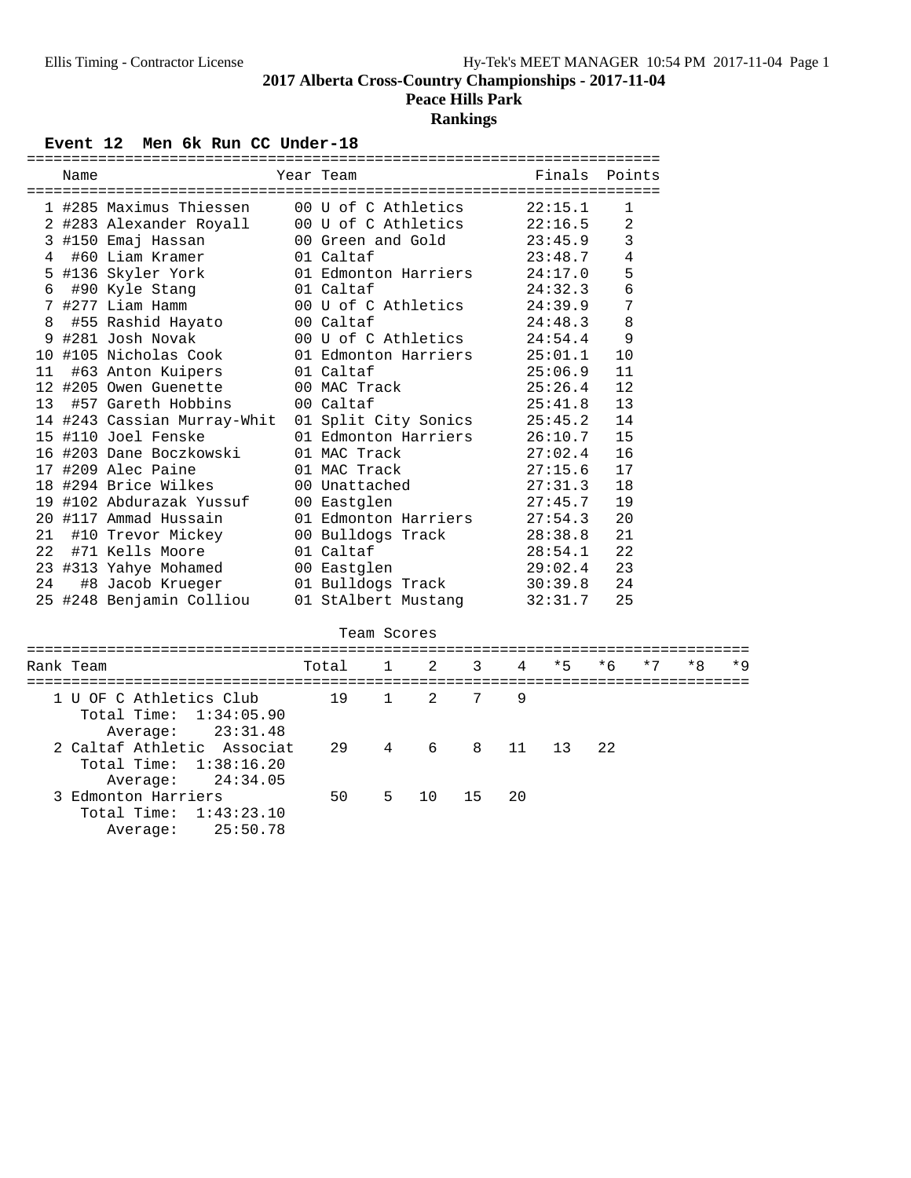# 2017 Alberta Cross-Country Championships - 2017-11-04

## Peace Hills Park

## Rankings

### Event 12 Men 6k Run CC Under-18

| | Name | Year | Team | Finals | Points |
|---|---|---|---|---|---|
| 1 | #285 Maximus Thiessen | 00 | U of C Athletics | 22:15.1 | 1 |
| 2 | #283 Alexander Royall | 00 | U of C Athletics | 22:16.5 | 2 |
| 3 | #150 Emaj Hassan | 00 | Green and Gold | 23:45.9 | 3 |
| 4 | #60 Liam Kramer | 01 | Caltaf | 23:48.7 | 4 |
| 5 | #136 Skyler York | 01 | Edmonton Harriers | 24:17.0 | 5 |
| 6 | #90 Kyle Stang | 01 | Caltaf | 24:32.3 | 6 |
| 7 | #277 Liam Hamm | 00 | U of C Athletics | 24:39.9 | 7 |
| 8 | #55 Rashid Hayato | 00 | Caltaf | 24:48.3 | 8 |
| 9 | #281 Josh Novak | 00 | U of C Athletics | 24:54.4 | 9 |
| 10 | #105 Nicholas Cook | 01 | Edmonton Harriers | 25:01.1 | 10 |
| 11 | #63 Anton Kuipers | 01 | Caltaf | 25:06.9 | 11 |
| 12 | #205 Owen Guenette | 00 | MAC Track | 25:26.4 | 12 |
| 13 | #57 Gareth Hobbins | 00 | Caltaf | 25:41.8 | 13 |
| 14 | #243 Cassian Murray-Whit | 01 | Split City Sonics | 25:45.2 | 14 |
| 15 | #110 Joel Fenske | 01 | Edmonton Harriers | 26:10.7 | 15 |
| 16 | #203 Dane Boczkowski | 01 | MAC Track | 27:02.4 | 16 |
| 17 | #209 Alec Paine | 01 | MAC Track | 27:15.6 | 17 |
| 18 | #294 Brice Wilkes | 00 | Unattached | 27:31.3 | 18 |
| 19 | #102 Abdurazak Yussuf | 00 | Eastglen | 27:45.7 | 19 |
| 20 | #117 Ammad Hussain | 01 | Edmonton Harriers | 27:54.3 | 20 |
| 21 | #10 Trevor Mickey | 00 | Bulldogs Track | 28:38.8 | 21 |
| 22 | #71 Kells Moore | 01 | Caltaf | 28:54.1 | 22 |
| 23 | #313 Yahye Mohamed | 00 | Eastglen | 29:02.4 | 23 |
| 24 | #8 Jacob Krueger | 01 | Bulldogs Track | 30:39.8 | 24 |
| 25 | #248 Benjamin Colliou | 01 | StAlbert Mustang | 32:31.7 | 25 |

#### Team Scores

| Rank | Team | Total | 1 | 2 | 3 | 4 | *5 | *6 | *7 | *8 | *9 |
|---|---|---|---|---|---|---|---|---|---|---|---|
| 1 | U OF C Athletics Club | 19 | 1 | 2 | 7 | 9 | | | | | |
| | Total Time: 1:34:05.90 | | | | | | | | | | |
| | Average: 23:31.48 | | | | | | | | | | |
| 2 | Caltaf Athletic Associat | 29 | 4 | 6 | 8 | 11 | 13 | 22 | | | |
| | Total Time: 1:38:16.20 | | | | | | | | | | |
| | Average: 24:34.05 | | | | | | | | | | |
| 3 | Edmonton Harriers | 50 | 5 | 10 | 15 | 20 | | | | | |
| | Total Time: 1:43:23.10 | | | | | | | | | | |
| | Average: 25:50.78 | | | | | | | | | | |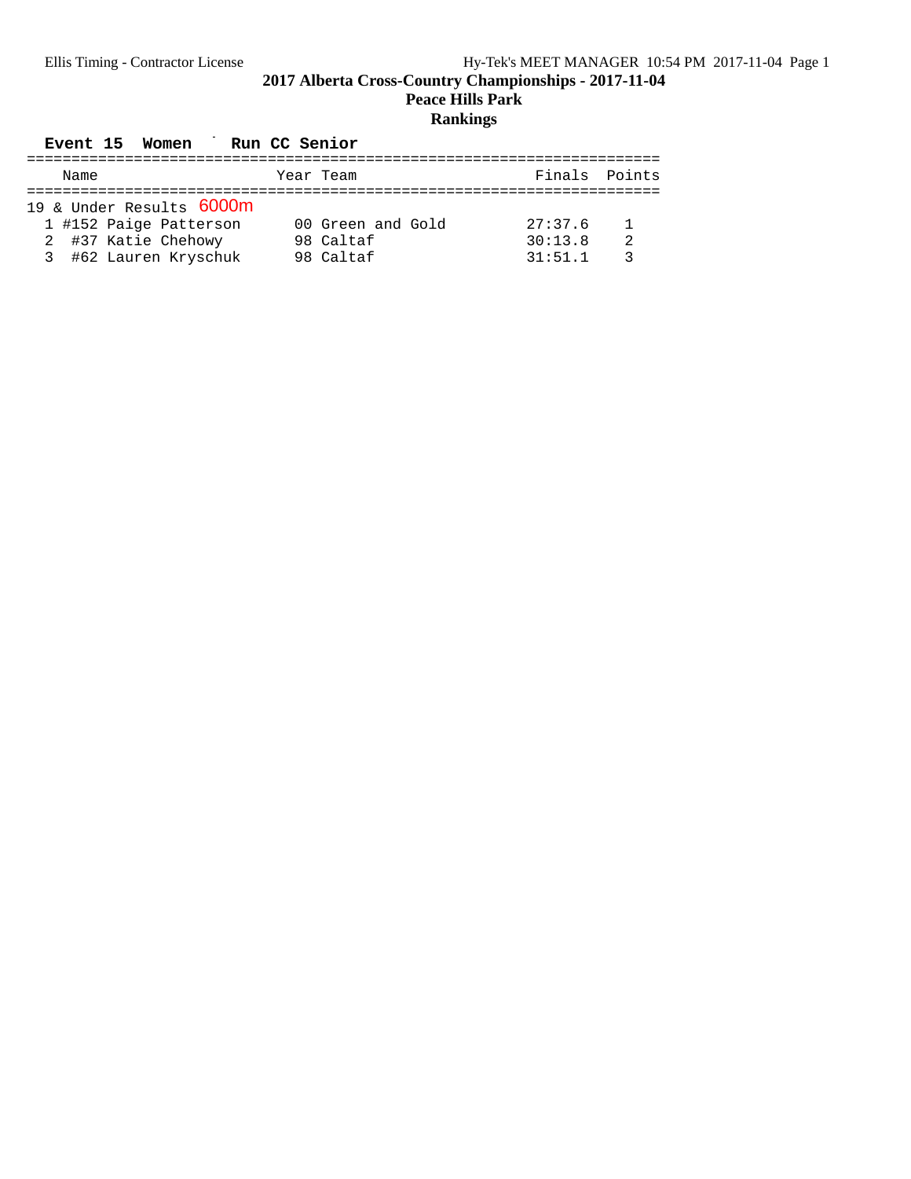## 2017 Alberta Cross-Country Championships - 2017-11-04

### Peace Hills Park

### Rankings

**Event 15 Women ˉ Run CC Senior**

| | Name | Year | Team | Finals | Points |
|---|---|---|---|---|---|
| **19 & Under Results 6000m** | | | | | |
| 1 | #152 Paige Patterson | 00 | Green and Gold | 27:37.6 | 1 |
| 2 | #37 Katie Chehowy | 98 | Caltaf | 30:13.8 | 2 |
| 3 | #62 Lauren Kryschuk | 98 | Caltaf | 31:51.1 | 3 |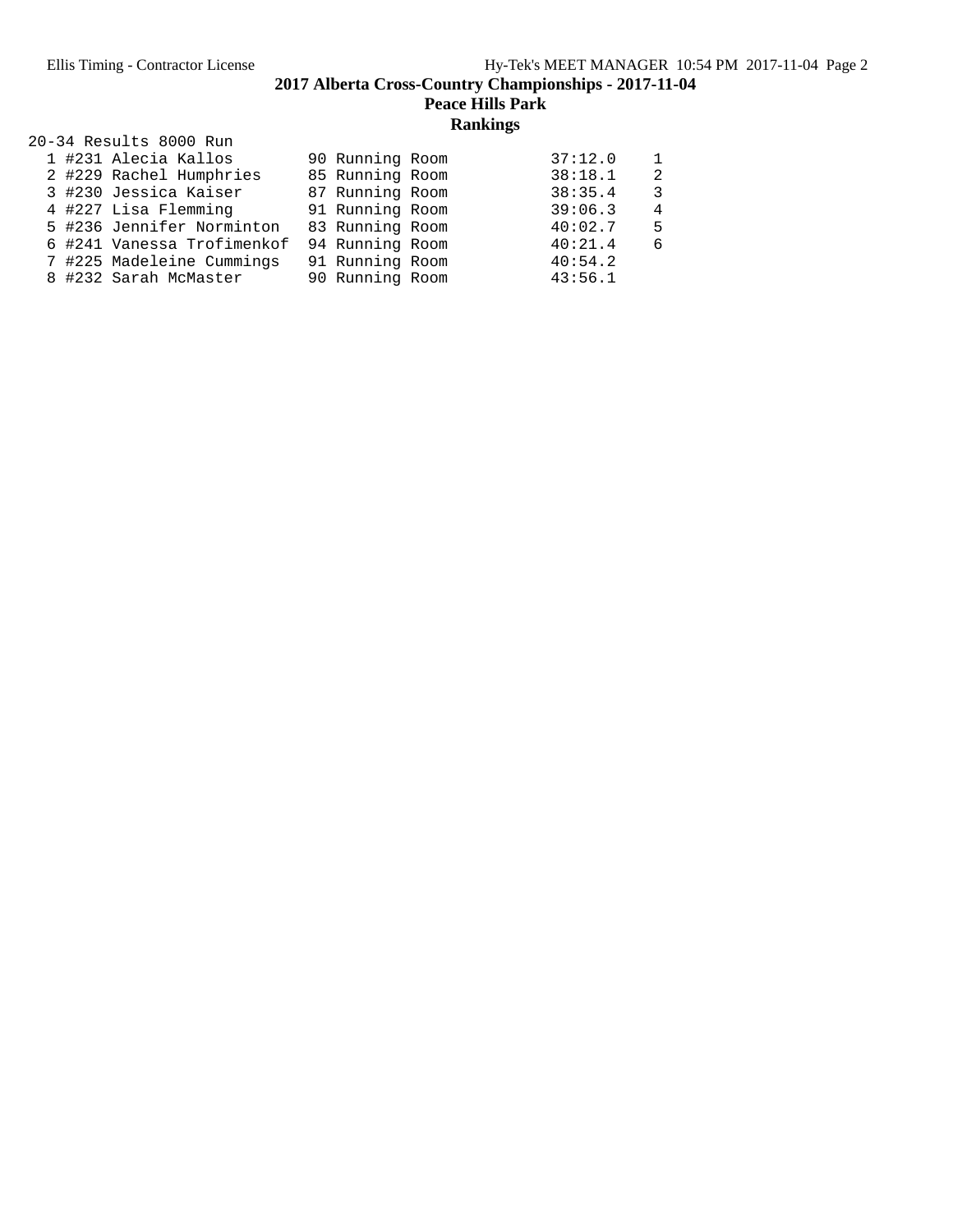# 2017 Alberta Cross-Country Championships - 2017-11-04

## Peace Hills Park

### Rankings

20-34 Results 8000 Run

| Place | Bib | Name | Age | Team | Time | Points |
|---|---|---|---|---|---|---|
| 1 | #231 | Alecia Kallos | 90 | Running Room | 37:12.0 | 1 |
| 2 | #229 | Rachel Humphries | 85 | Running Room | 38:18.1 | 2 |
| 3 | #230 | Jessica Kaiser | 87 | Running Room | 38:35.4 | 3 |
| 4 | #227 | Lisa Flemming | 91 | Running Room | 39:06.3 | 4 |
| 5 | #236 | Jennifer Norminton | 83 | Running Room | 40:02.7 | 5 |
| 6 | #241 | Vanessa Trofimenkof | 94 | Running Room | 40:21.4 | 6 |
| 7 | #225 | Madeleine Cummings | 91 | Running Room | 40:54.2 | |
| 8 | #232 | Sarah McMaster | 90 | Running Room | 43:56.1 | |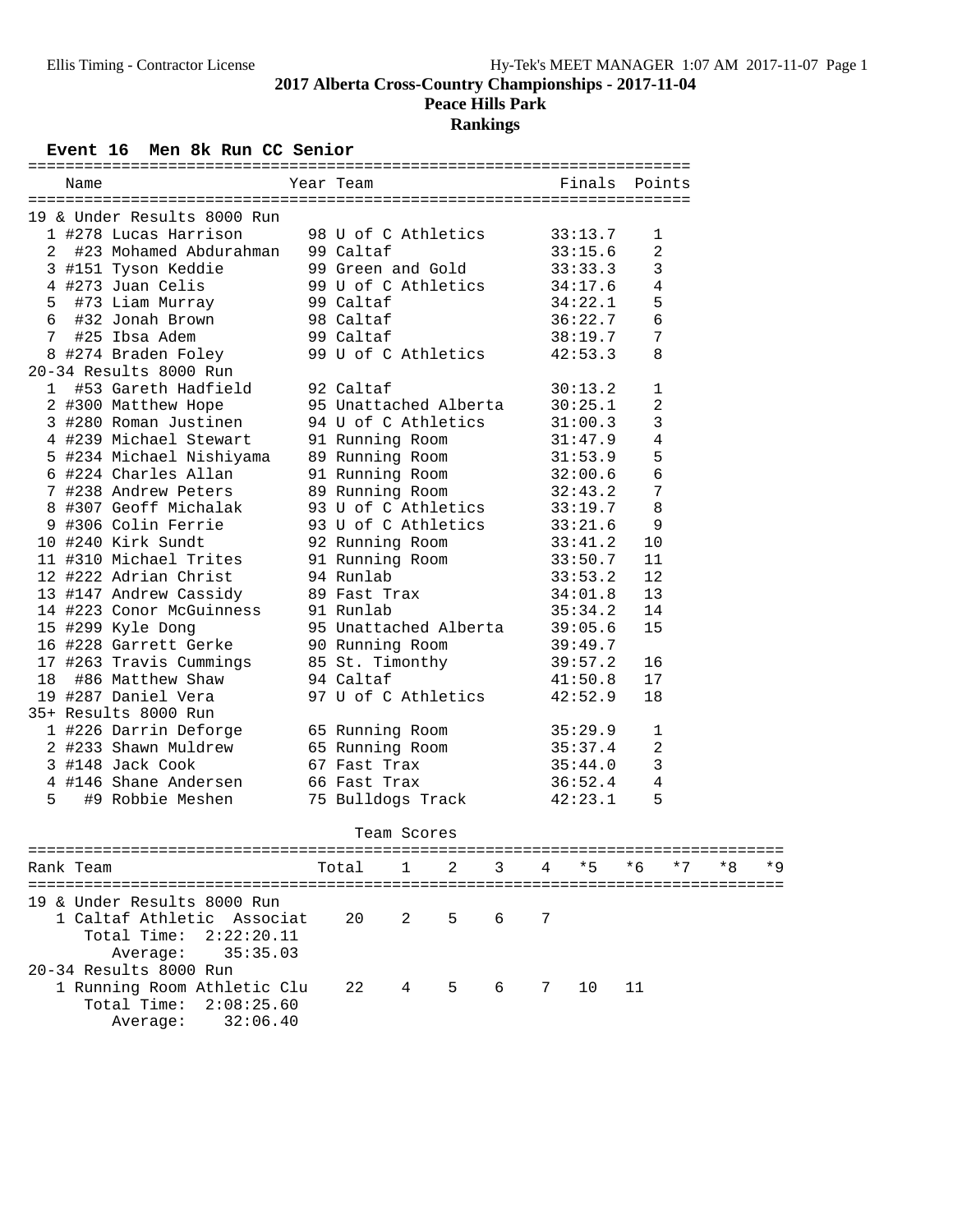# 2017 Alberta Cross-Country Championships - 2017-11-04

## Peace Hills Park

## Rankings

### Event 16 Men 8k Run CC Senior

| | Name | Year | Team | Finals | Points |
|---|---|---|---|---|---|
| **19 & Under Results 8000 Run** | | | | | |
| 1 | #278 Lucas Harrison | 98 | U of C Athletics | 33:13.7 | 1 |
| 2 | #23 Mohamed Abdurahman | 99 | Caltaf | 33:15.6 | 2 |
| 3 | #151 Tyson Keddie | 99 | Green and Gold | 33:33.3 | 3 |
| 4 | #273 Juan Celis | 99 | U of C Athletics | 34:17.6 | 4 |
| 5 | #73 Liam Murray | 99 | Caltaf | 34:22.1 | 5 |
| 6 | #32 Jonah Brown | 98 | Caltaf | 36:22.7 | 6 |
| 7 | #25 Ibsa Adem | 99 | Caltaf | 38:19.7 | 7 |
| 8 | #274 Braden Foley | 99 | U of C Athletics | 42:53.3 | 8 |
| **20-34 Results 8000 Run** | | | | | |
| 1 | #53 Gareth Hadfield | 92 | Caltaf | 30:13.2 | 1 |
| 2 | #300 Matthew Hope | 95 | Unattached Alberta | 30:25.1 | 2 |
| 3 | #280 Roman Justinen | 94 | U of C Athletics | 31:00.3 | 3 |
| 4 | #239 Michael Stewart | 91 | Running Room | 31:47.9 | 4 |
| 5 | #234 Michael Nishiyama | 89 | Running Room | 31:53.9 | 5 |
| 6 | #224 Charles Allan | 91 | Running Room | 32:00.6 | 6 |
| 7 | #238 Andrew Peters | 89 | Running Room | 32:43.2 | 7 |
| 8 | #307 Geoff Michalak | 93 | U of C Athletics | 33:19.7 | 8 |
| 9 | #306 Colin Ferrie | 93 | U of C Athletics | 33:21.6 | 9 |
| 10 | #240 Kirk Sundt | 92 | Running Room | 33:41.2 | 10 |
| 11 | #310 Michael Trites | 91 | Running Room | 33:50.7 | 11 |
| 12 | #222 Adrian Christ | 94 | Runlab | 33:53.2 | 12 |
| 13 | #147 Andrew Cassidy | 89 | Fast Trax | 34:01.8 | 13 |
| 14 | #223 Conor McGuinness | 91 | Runlab | 35:34.2 | 14 |
| 15 | #299 Kyle Dong | 95 | Unattached Alberta | 39:05.6 | 15 |
| 16 | #228 Garrett Gerke | 90 | Running Room | 39:49.7 | |
| 17 | #263 Travis Cummings | 85 | St. Timonthy | 39:57.2 | 16 |
| 18 | #86 Matthew Shaw | 94 | Caltaf | 41:50.8 | 17 |
| 19 | #287 Daniel Vera | 97 | U of C Athletics | 42:52.9 | 18 |
| **35+ Results 8000 Run** | | | | | |
| 1 | #226 Darrin Deforge | 65 | Running Room | 35:29.9 | 1 |
| 2 | #233 Shawn Muldrew | 65 | Running Room | 35:37.4 | 2 |
| 3 | #148 Jack Cook | 67 | Fast Trax | 35:44.0 | 3 |
| 4 | #146 Shane Andersen | 66 | Fast Trax | 36:52.4 | 4 |
| 5 | #9 Robbie Meshen | 75 | Bulldogs Track | 42:23.1 | 5 |

### Team Scores

| Rank | Team | Total | 1 | 2 | 3 | 4 | *5 | *6 | *7 | *8 | *9 |
|---|---|---|---|---|---|---|---|---|---|---|---|
| **19 & Under Results 8000 Run** | | | | | | | | | | | |
| 1 | Caltaf Athletic Associat | 20 | 2 | 5 | 6 | 7 | | | | | |
| | Total Time: 2:22:20.11 | | | | | | | | | | |
| | Average: 35:35.03 | | | | | | | | | | |
| **20-34 Results 8000 Run** | | | | | | | | | | | |
| 1 | Running Room Athletic Clu | 22 | 4 | 5 | 6 | 7 | 10 | 11 | | | |
| | Total Time: 2:08:25.60 | | | | | | | | | | |
| | Average: 32:06.40 | | | | | | | | | | |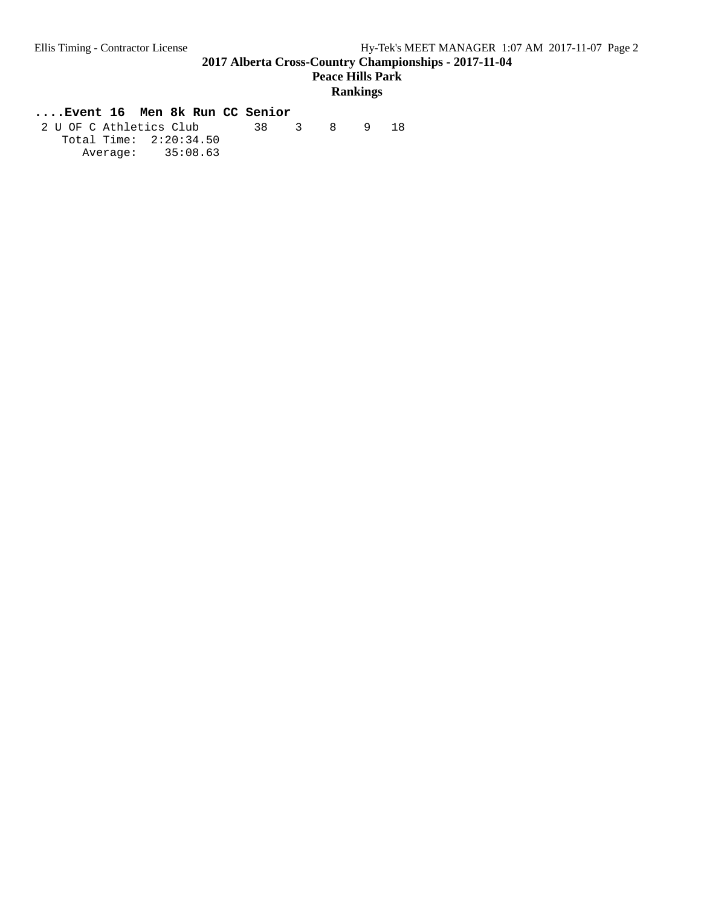**2017 Alberta Cross-Country Championships - 2017-11-04**

**Peace Hills Park**

**Rankings**

**....Event 16 Men 8k Run CC Senior**

```
 2 U OF C Athletics Club        38    3    8    9   18
    Total Time:  2:20:34.50
       Average:    35:08.63
```